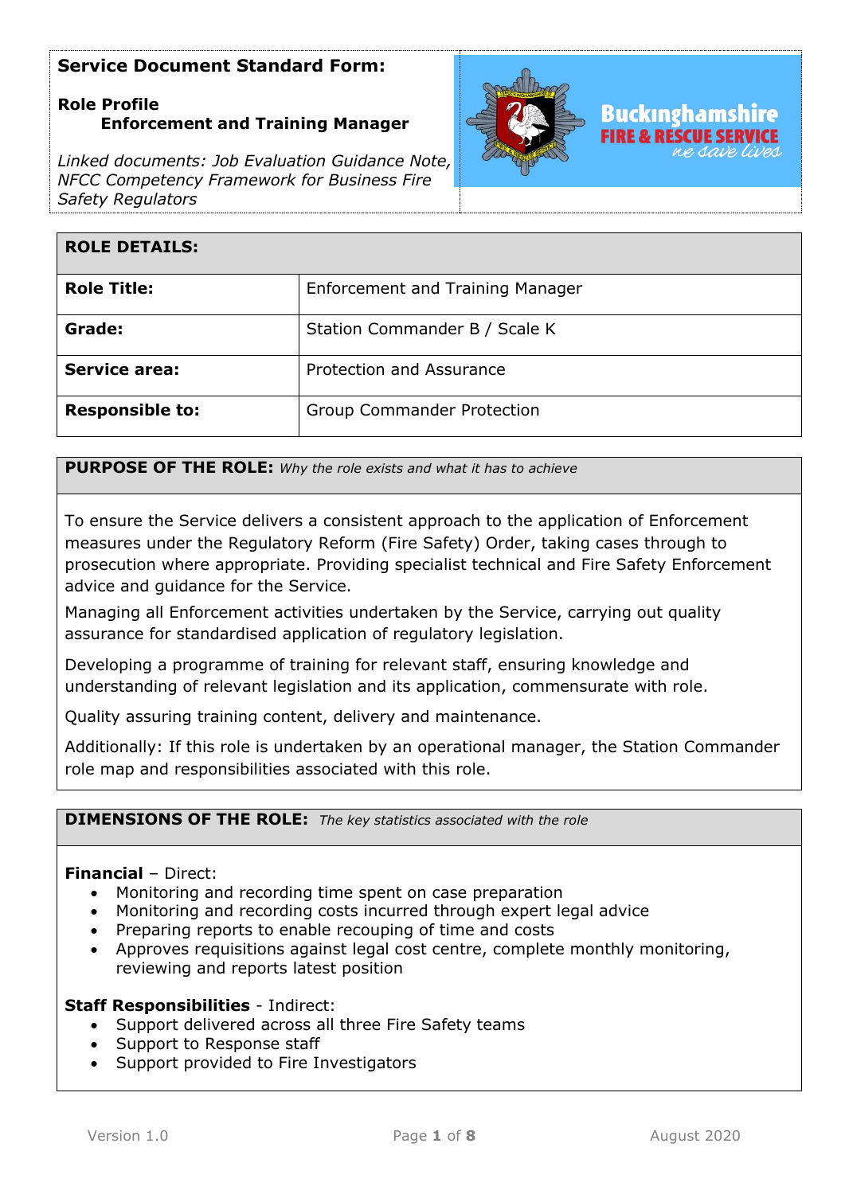**Service Document Standard Form:**

**Role Profile**
**Enforcement and Training Manager**

*Linked documents: Job Evaluation Guidance Note, NFCC Competency Framework for Business Fire Safety Regulators*

Buckinghamshire FIRE & RESCUE SERVICE *we save lives*

| ROLE DETAILS: | |
|---|---|
| **Role Title:** | Enforcement and Training Manager |
| **Grade:** | Station Commander B / Scale K |
| **Service area:** | Protection and Assurance |
| **Responsible to:** | Group Commander Protection |

**PURPOSE OF THE ROLE:** *Why the role exists and what it has to achieve*

To ensure the Service delivers a consistent approach to the application of Enforcement measures under the Regulatory Reform (Fire Safety) Order, taking cases through to prosecution where appropriate. Providing specialist technical and Fire Safety Enforcement advice and guidance for the Service.

Managing all Enforcement activities undertaken by the Service, carrying out quality assurance for standardised application of regulatory legislation.

Developing a programme of training for relevant staff, ensuring knowledge and understanding of relevant legislation and its application, commensurate with role.

Quality assuring training content, delivery and maintenance.

Additionally: If this role is undertaken by an operational manager, the Station Commander role map and responsibilities associated with this role.

**DIMENSIONS OF THE ROLE:** *The key statistics associated with the role*

**Financial** – Direct:

- Monitoring and recording time spent on case preparation
- Monitoring and recording costs incurred through expert legal advice
- Preparing reports to enable recouping of time and costs
- Approves requisitions against legal cost centre, complete monthly monitoring, reviewing and reports latest position

**Staff Responsibilities** - Indirect:

- Support delivered across all three Fire Safety teams
- Support to Response staff
- Support provided to Fire Investigators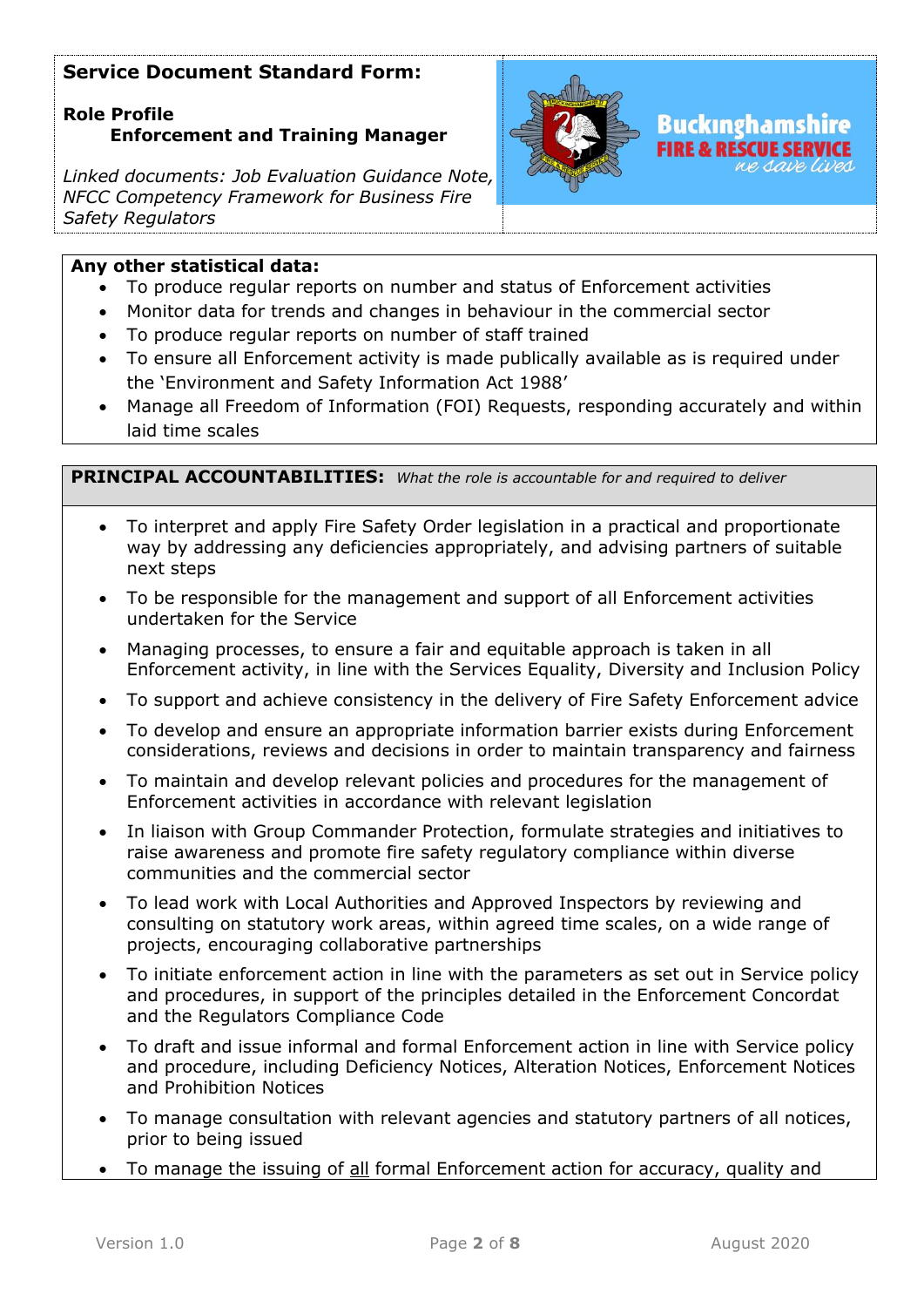**Service Document Standard Form:**

**Role Profile**
**Enforcement and Training Manager**

*Linked documents: Job Evaluation Guidance Note, NFCC Competency Framework for Business Fire Safety Regulators*

**Any other statistical data:**

- To produce regular reports on number and status of Enforcement activities
- Monitor data for trends and changes in behaviour in the commercial sector
- To produce regular reports on number of staff trained
- To ensure all Enforcement activity is made publically available as is required under the 'Environment and Safety Information Act 1988'
- Manage all Freedom of Information (FOI) Requests, responding accurately and within laid time scales

**PRINCIPAL ACCOUNTABILITIES:** *What the role is accountable for and required to deliver*

- To interpret and apply Fire Safety Order legislation in a practical and proportionate way by addressing any deficiencies appropriately, and advising partners of suitable next steps
- To be responsible for the management and support of all Enforcement activities undertaken for the Service
- Managing processes, to ensure a fair and equitable approach is taken in all Enforcement activity, in line with the Services Equality, Diversity and Inclusion Policy
- To support and achieve consistency in the delivery of Fire Safety Enforcement advice
- To develop and ensure an appropriate information barrier exists during Enforcement considerations, reviews and decisions in order to maintain transparency and fairness
- To maintain and develop relevant policies and procedures for the management of Enforcement activities in accordance with relevant legislation
- In liaison with Group Commander Protection, formulate strategies and initiatives to raise awareness and promote fire safety regulatory compliance within diverse communities and the commercial sector
- To lead work with Local Authorities and Approved Inspectors by reviewing and consulting on statutory work areas, within agreed time scales, on a wide range of projects, encouraging collaborative partnerships
- To initiate enforcement action in line with the parameters as set out in Service policy and procedures, in support of the principles detailed in the Enforcement Concordat and the Regulators Compliance Code
- To draft and issue informal and formal Enforcement action in line with Service policy and procedure, including Deficiency Notices, Alteration Notices, Enforcement Notices and Prohibition Notices
- To manage consultation with relevant agencies and statutory partners of all notices, prior to being issued
- To manage the issuing of <u>all</u> formal Enforcement action for accuracy, quality and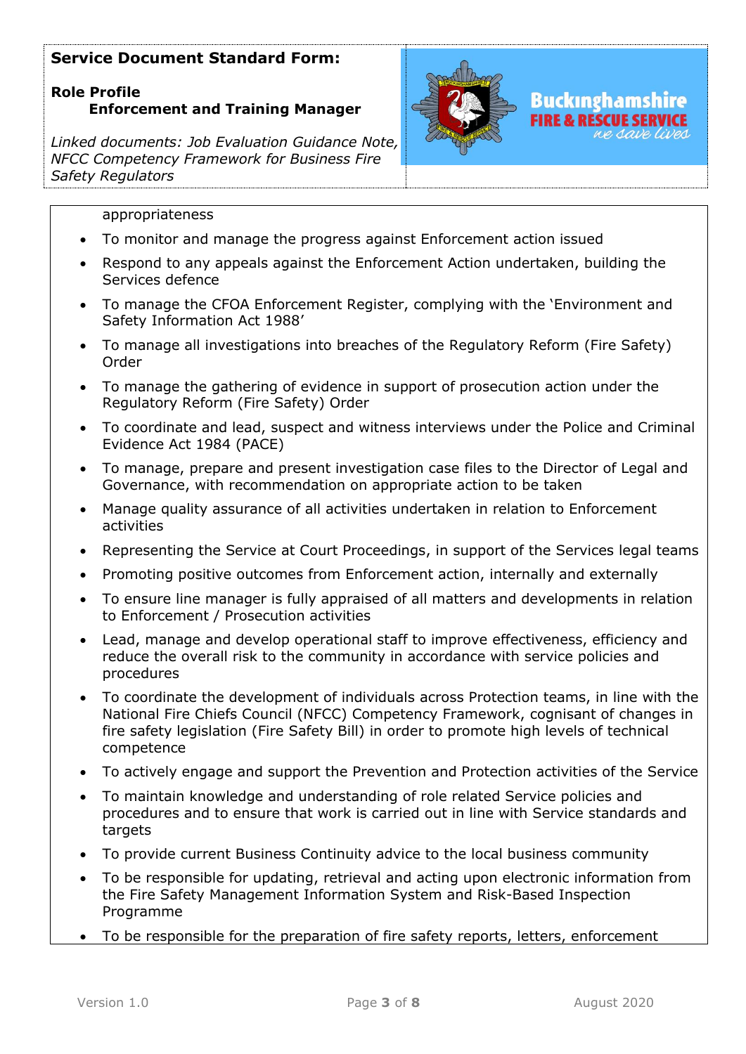appropriateness

- To monitor and manage the progress against Enforcement action issued
- Respond to any appeals against the Enforcement Action undertaken, building the Services defence
- To manage the CFOA Enforcement Register, complying with the 'Environment and Safety Information Act 1988'
- To manage all investigations into breaches of the Regulatory Reform (Fire Safety) Order
- To manage the gathering of evidence in support of prosecution action under the Regulatory Reform (Fire Safety) Order
- To coordinate and lead, suspect and witness interviews under the Police and Criminal Evidence Act 1984 (PACE)
- To manage, prepare and present investigation case files to the Director of Legal and Governance, with recommendation on appropriate action to be taken
- Manage quality assurance of all activities undertaken in relation to Enforcement activities
- Representing the Service at Court Proceedings, in support of the Services legal teams
- Promoting positive outcomes from Enforcement action, internally and externally
- To ensure line manager is fully appraised of all matters and developments in relation to Enforcement / Prosecution activities
- Lead, manage and develop operational staff to improve effectiveness, efficiency and reduce the overall risk to the community in accordance with service policies and procedures
- To coordinate the development of individuals across Protection teams, in line with the National Fire Chiefs Council (NFCC) Competency Framework, cognisant of changes in fire safety legislation (Fire Safety Bill) in order to promote high levels of technical competence
- To actively engage and support the Prevention and Protection activities of the Service
- To maintain knowledge and understanding of role related Service policies and procedures and to ensure that work is carried out in line with Service standards and targets
- To provide current Business Continuity advice to the local business community
- To be responsible for updating, retrieval and acting upon electronic information from the Fire Safety Management Information System and Risk-Based Inspection Programme
- To be responsible for the preparation of fire safety reports, letters, enforcement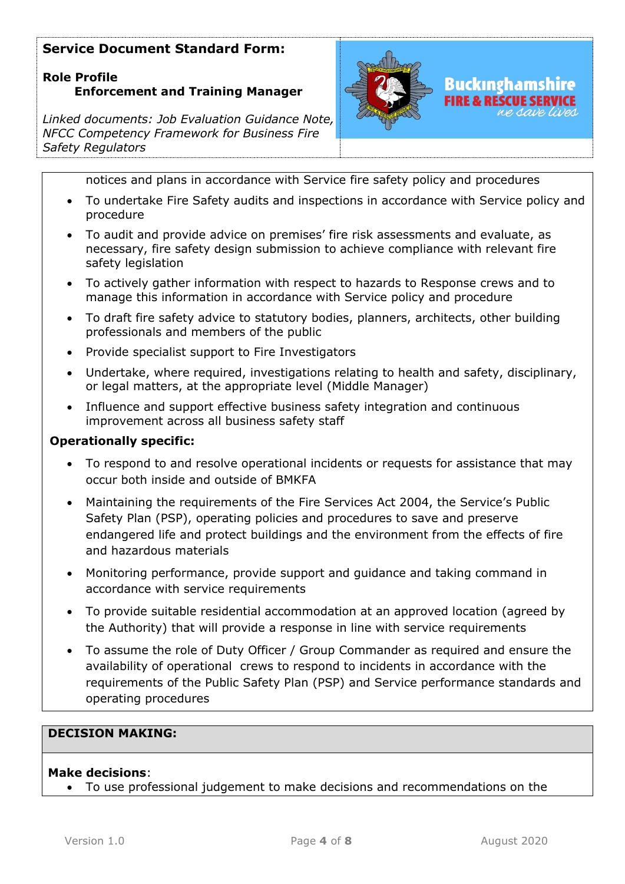notices and plans in accordance with Service fire safety policy and procedures

- To undertake Fire Safety audits and inspections in accordance with Service policy and procedure
- To audit and provide advice on premises' fire risk assessments and evaluate, as necessary, fire safety design submission to achieve compliance with relevant fire safety legislation
- To actively gather information with respect to hazards to Response crews and to manage this information in accordance with Service policy and procedure
- To draft fire safety advice to statutory bodies, planners, architects, other building professionals and members of the public
- Provide specialist support to Fire Investigators
- Undertake, where required, investigations relating to health and safety, disciplinary, or legal matters, at the appropriate level (Middle Manager)
- Influence and support effective business safety integration and continuous improvement across all business safety staff

**Operationally specific:**

- To respond to and resolve operational incidents or requests for assistance that may occur both inside and outside of BMKFA
- Maintaining the requirements of the Fire Services Act 2004, the Service's Public Safety Plan (PSP), operating policies and procedures to save and preserve endangered life and protect buildings and the environment from the effects of fire and hazardous materials
- Monitoring performance, provide support and guidance and taking command in accordance with service requirements
- To provide suitable residential accommodation at an approved location (agreed by the Authority) that will provide a response in line with service requirements
- To assume the role of Duty Officer / Group Commander as required and ensure the availability of operational crews to respond to incidents in accordance with the requirements of the Public Safety Plan (PSP) and Service performance standards and operating procedures

## DECISION MAKING:

**Make decisions**:

- To use professional judgement to make decisions and recommendations on the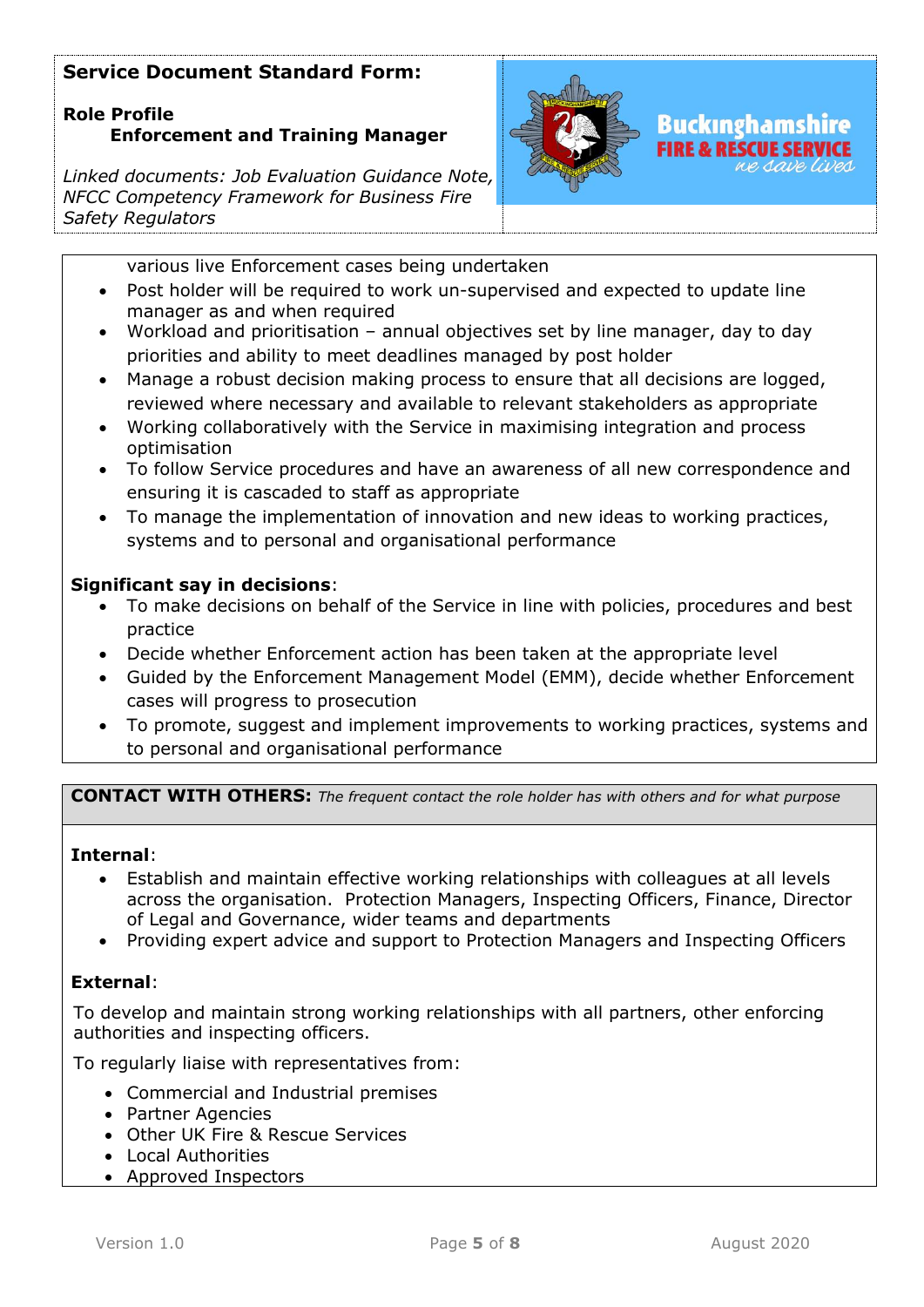**Service Document Standard Form:**

**Role Profile**
**Enforcement and Training Manager**

*Linked documents: Job Evaluation Guidance Note, NFCC Competency Framework for Business Fire Safety Regulators*

various live Enforcement cases being undertaken

- Post holder will be required to work un-supervised and expected to update line manager as and when required
- Workload and prioritisation – annual objectives set by line manager, day to day priorities and ability to meet deadlines managed by post holder
- Manage a robust decision making process to ensure that all decisions are logged, reviewed where necessary and available to relevant stakeholders as appropriate
- Working collaboratively with the Service in maximising integration and process optimisation
- To follow Service procedures and have an awareness of all new correspondence and ensuring it is cascaded to staff as appropriate
- To manage the implementation of innovation and new ideas to working practices, systems and to personal and organisational performance

**Significant say in decisions**:

- To make decisions on behalf of the Service in line with policies, procedures and best practice
- Decide whether Enforcement action has been taken at the appropriate level
- Guided by the Enforcement Management Model (EMM), decide whether Enforcement cases will progress to prosecution
- To promote, suggest and implement improvements to working practices, systems and to personal and organisational performance

**CONTACT WITH OTHERS:** *The frequent contact the role holder has with others and for what purpose*

**Internal**:

- Establish and maintain effective working relationships with colleagues at all levels across the organisation. Protection Managers, Inspecting Officers, Finance, Director of Legal and Governance, wider teams and departments
- Providing expert advice and support to Protection Managers and Inspecting Officers

**External**:

To develop and maintain strong working relationships with all partners, other enforcing authorities and inspecting officers.

To regularly liaise with representatives from:

- Commercial and Industrial premises
- Partner Agencies
- Other UK Fire & Rescue Services
- Local Authorities
- Approved Inspectors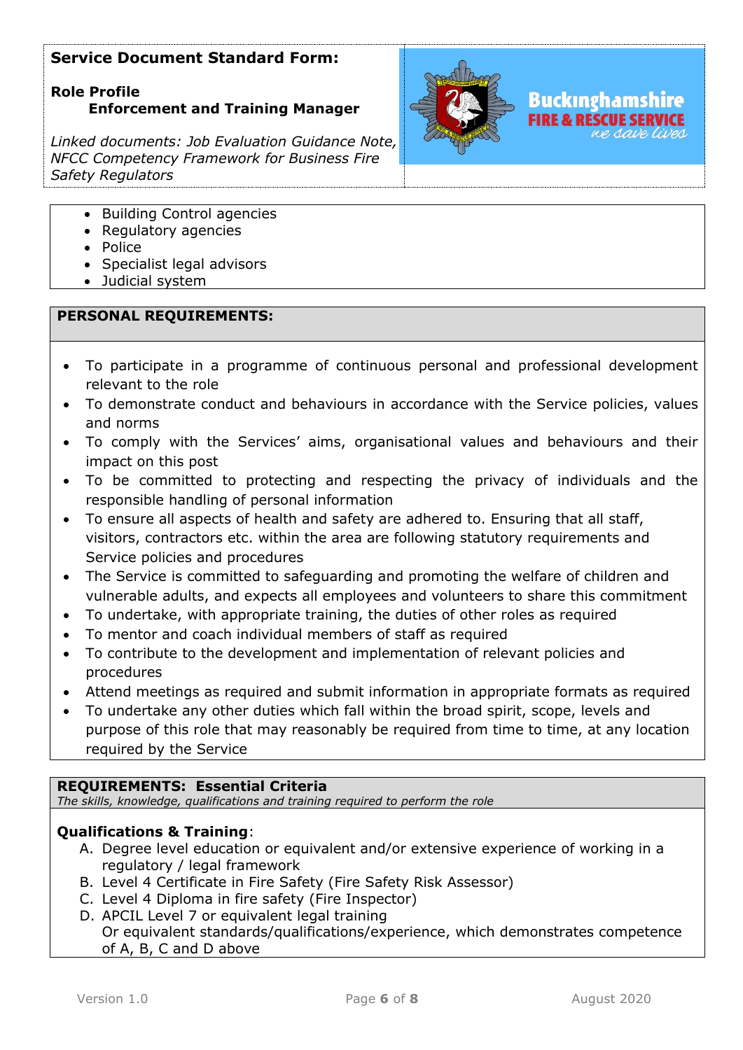**Service Document Standard Form:**

**Role Profile**
**Enforcement and Training Manager**

*Linked documents: Job Evaluation Guidance Note, NFCC Competency Framework for Business Fire Safety Regulators*

Buckinghamshire FIRE & RESCUE SERVICE *we save lives*

- Building Control agencies
- Regulatory agencies
- Police
- Specialist legal advisors
- Judicial system

**PERSONAL REQUIREMENTS:**

- To participate in a programme of continuous personal and professional development relevant to the role
- To demonstrate conduct and behaviours in accordance with the Service policies, values and norms
- To comply with the Services' aims, organisational values and behaviours and their impact on this post
- To be committed to protecting and respecting the privacy of individuals and the responsible handling of personal information
- To ensure all aspects of health and safety are adhered to. Ensuring that all staff, visitors, contractors etc. within the area are following statutory requirements and Service policies and procedures
- The Service is committed to safeguarding and promoting the welfare of children and vulnerable adults, and expects all employees and volunteers to share this commitment
- To undertake, with appropriate training, the duties of other roles as required
- To mentor and coach individual members of staff as required
- To contribute to the development and implementation of relevant policies and procedures
- Attend meetings as required and submit information in appropriate formats as required
- To undertake any other duties which fall within the broad spirit, scope, levels and purpose of this role that may reasonably be required from time to time, at any location required by the Service

**REQUIREMENTS: Essential Criteria**
*The skills, knowledge, qualifications and training required to perform the role*

**Qualifications & Training**:

A. Degree level education or equivalent and/or extensive experience of working in a regulatory / legal framework
B. Level 4 Certificate in Fire Safety (Fire Safety Risk Assessor)
C. Level 4 Diploma in fire safety (Fire Inspector)
D. APCIL Level 7 or equivalent legal training
   Or equivalent standards/qualifications/experience, which demonstrates competence of A, B, C and D above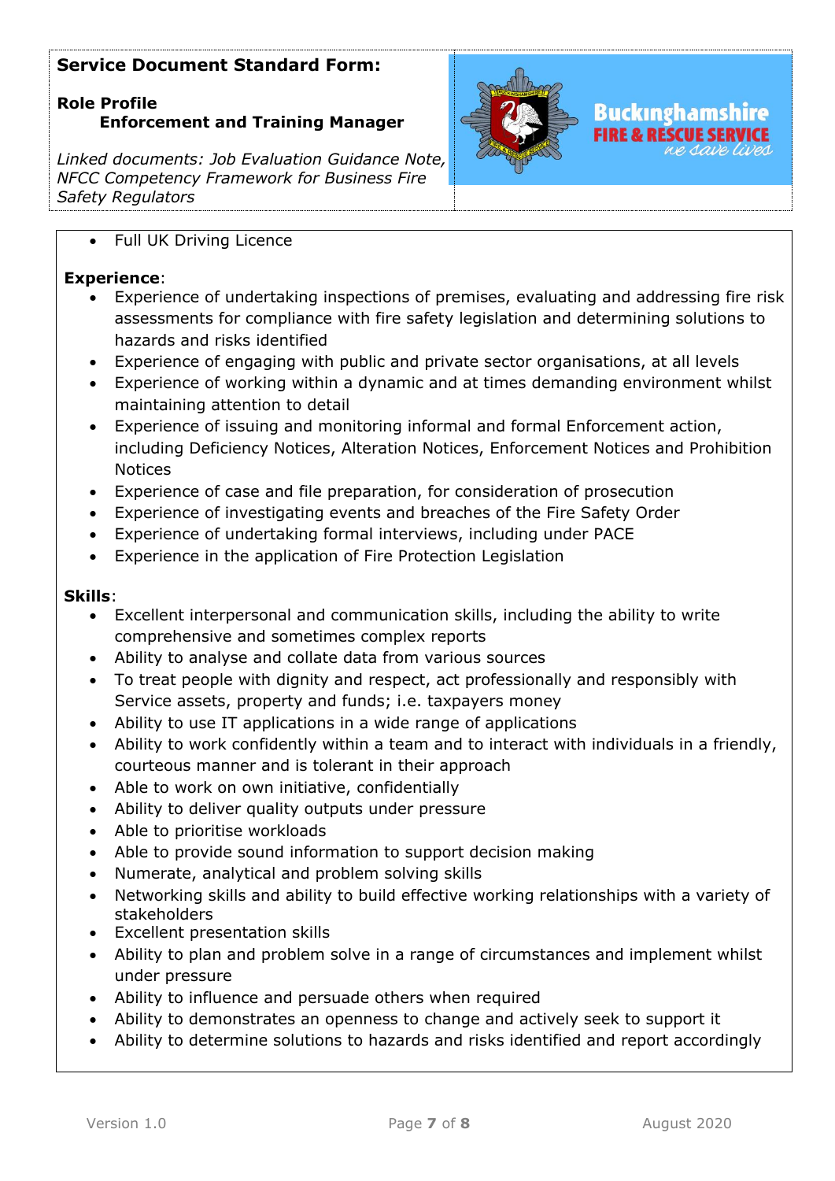**Service Document Standard Form:**

**Role Profile**
**Enforcement and Training Manager**

*Linked documents: Job Evaluation Guidance Note, NFCC Competency Framework for Business Fire Safety Regulators*

Buckinghamshire FIRE & RESCUE SERVICE *we save lives*

- Full UK Driving Licence

**Experience**:

- Experience of undertaking inspections of premises, evaluating and addressing fire risk assessments for compliance with fire safety legislation and determining solutions to hazards and risks identified
- Experience of engaging with public and private sector organisations, at all levels
- Experience of working within a dynamic and at times demanding environment whilst maintaining attention to detail
- Experience of issuing and monitoring informal and formal Enforcement action, including Deficiency Notices, Alteration Notices, Enforcement Notices and Prohibition Notices
- Experience of case and file preparation, for consideration of prosecution
- Experience of investigating events and breaches of the Fire Safety Order
- Experience of undertaking formal interviews, including under PACE
- Experience in the application of Fire Protection Legislation

**Skills**:

- Excellent interpersonal and communication skills, including the ability to write comprehensive and sometimes complex reports
- Ability to analyse and collate data from various sources
- To treat people with dignity and respect, act professionally and responsibly with Service assets, property and funds; i.e. taxpayers money
- Ability to use IT applications in a wide range of applications
- Ability to work confidently within a team and to interact with individuals in a friendly, courteous manner and is tolerant in their approach
- Able to work on own initiative, confidentially
- Ability to deliver quality outputs under pressure
- Able to prioritise workloads
- Able to provide sound information to support decision making
- Numerate, analytical and problem solving skills
- Networking skills and ability to build effective working relationships with a variety of stakeholders
- Excellent presentation skills
- Ability to plan and problem solve in a range of circumstances and implement whilst under pressure
- Ability to influence and persuade others when required
- Ability to demonstrates an openness to change and actively seek to support it
- Ability to determine solutions to hazards and risks identified and report accordingly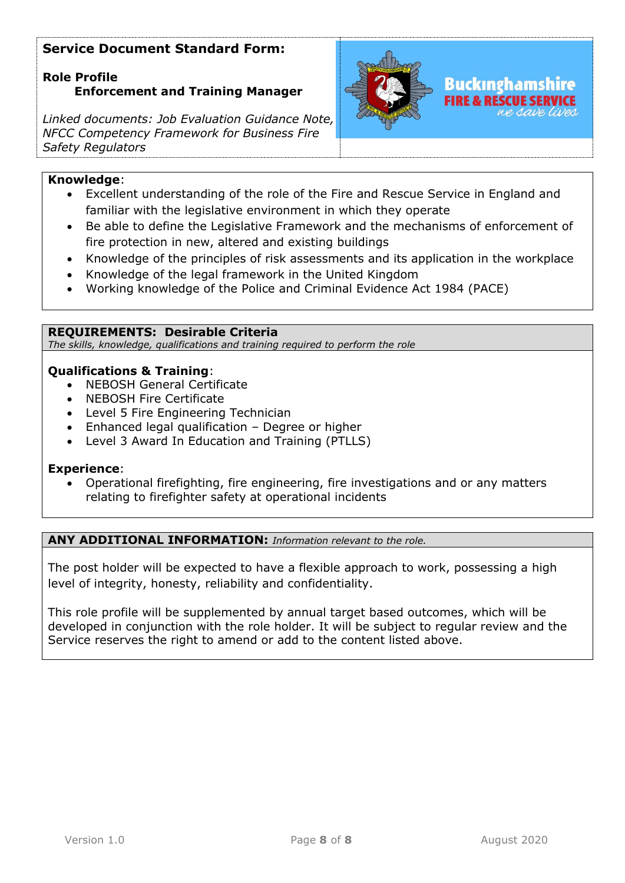**Service Document Standard Form:**

**Role Profile**
**Enforcement and Training Manager**

*Linked documents: Job Evaluation Guidance Note, NFCC Competency Framework for Business Fire Safety Regulators*

**Knowledge**:

- Excellent understanding of the role of the Fire and Rescue Service in England and familiar with the legislative environment in which they operate
- Be able to define the Legislative Framework and the mechanisms of enforcement of fire protection in new, altered and existing buildings
- Knowledge of the principles of risk assessments and its application in the workplace
- Knowledge of the legal framework in the United Kingdom
- Working knowledge of the Police and Criminal Evidence Act 1984 (PACE)

## REQUIREMENTS: Desirable Criteria

*The skills, knowledge, qualifications and training required to perform the role*

**Qualifications & Training**:

- NEBOSH General Certificate
- NEBOSH Fire Certificate
- Level 5 Fire Engineering Technician
- Enhanced legal qualification – Degree or higher
- Level 3 Award In Education and Training (PTLLS)

**Experience**:

- Operational firefighting, fire engineering, fire investigations and or any matters relating to firefighter safety at operational incidents

## ANY ADDITIONAL INFORMATION: *Information relevant to the role.*

The post holder will be expected to have a flexible approach to work, possessing a high level of integrity, honesty, reliability and confidentiality.

This role profile will be supplemented by annual target based outcomes, which will be developed in conjunction with the role holder. It will be subject to regular review and the Service reserves the right to amend or add to the content listed above.